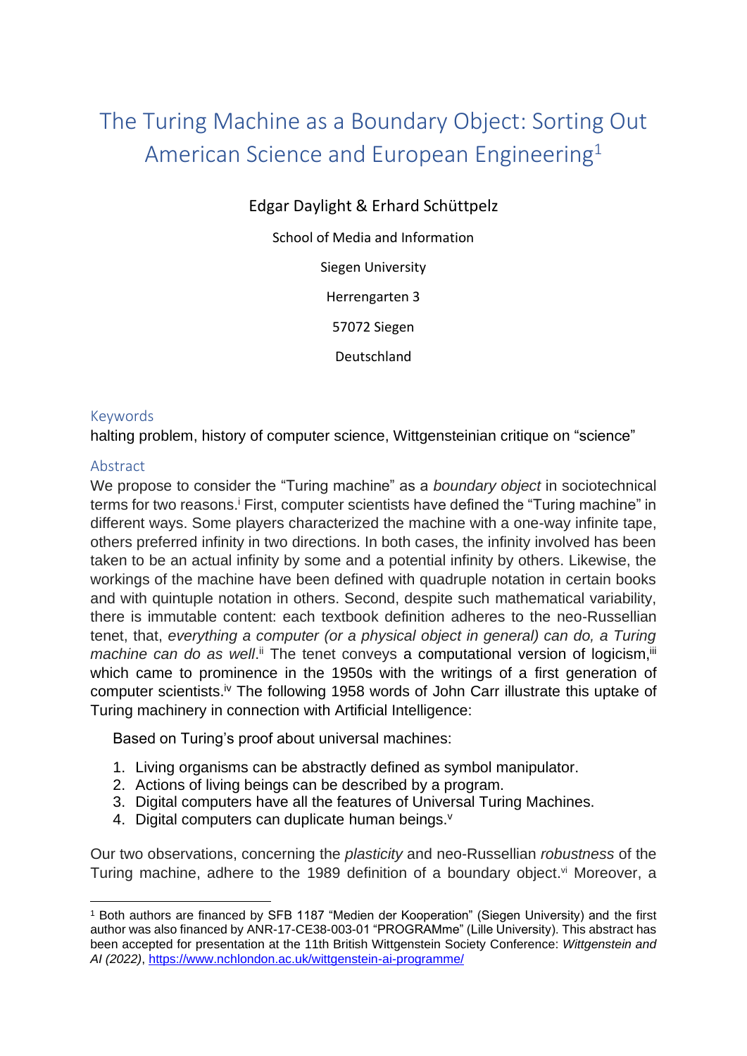# The Turing Machine as a Boundary Object: Sorting Out American Science and European Engineering[1]

Edgar Daylight & Erhard Schüttpelz

School of Media and Information

Siegen University

Herrengarten 3

57072 Siegen

Deutschland

## Keywords

halting problem, history of computer science, Wittgensteinian critique on "science"

## Abstract

We propose to consider the "Turing machine" as a *boundary object* in sociotechnical terms for two reasons.[i] First, computer scientists have defined the "Turing machine" in different ways. Some players characterized the machine with a one-way infinite tape, others preferred infinity in two directions. In both cases, the infinity involved has been taken to be an actual infinity by some and a potential infinity by others. Likewise, the workings of the machine have been defined with quadruple notation in certain books and with quintuple notation in others. Second, despite such mathematical variability, there is immutable content: each textbook definition adheres to the neo-Russellian tenet, that, *everything a computer (or a physical object in general) can do, a Turing machine can do as well*.[ii] The tenet conveys a computational version of logicism,[iii] which came to prominence in the 1950s with the writings of a first generation of computer scientists.[iv] The following 1958 words of John Carr illustrate this uptake of Turing machinery in connection with Artificial Intelligence:

> Based on Turing's proof about universal machines:
>
> 1. Living organisms can be abstractly defined as symbol manipulator.
> 2. Actions of living beings can be described by a program.
> 3. Digital computers have all the features of Universal Turing Machines.
> 4. Digital computers can duplicate human beings.[v]

Our two observations, concerning the *plasticity* and neo-Russellian *robustness* of the Turing machine, adhere to the 1989 definition of a boundary object.[vi] Moreover, a

---

[1] Both authors are financed by SFB 1187 "Medien der Kooperation" (Siegen University) and the first author was also financed by ANR-17-CE38-003-01 "PROGRAMme" (Lille University). This abstract has been accepted for presentation at the 11th British Wittgenstein Society Conference: *Wittgenstein and AI (2022)*, https://www.nchlondon.ac.uk/wittgenstein-ai-programme/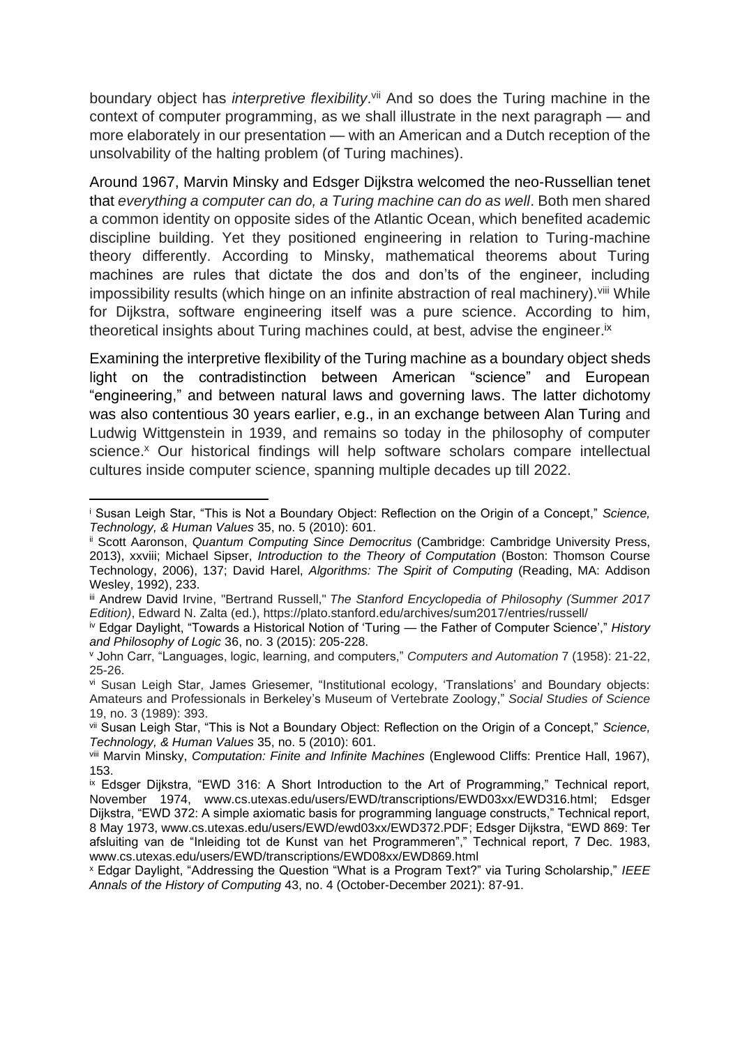boundary object has *interpretive flexibility*.[vii] And so does the Turing machine in the context of computer programming, as we shall illustrate in the next paragraph — and more elaborately in our presentation — with an American and a Dutch reception of the unsolvability of the halting problem (of Turing machines).

Around 1967, Marvin Minsky and Edsger Dijkstra welcomed the neo-Russellian tenet that *everything a computer can do, a Turing machine can do as well*. Both men shared a common identity on opposite sides of the Atlantic Ocean, which benefited academic discipline building. Yet they positioned engineering in relation to Turing-machine theory differently. According to Minsky, mathematical theorems about Turing machines are rules that dictate the dos and don'ts of the engineer, including impossibility results (which hinge on an infinite abstraction of real machinery).[viii] While for Dijkstra, software engineering itself was a pure science. According to him, theoretical insights about Turing machines could, at best, advise the engineer.[ix]

Examining the interpretive flexibility of the Turing machine as a boundary object sheds light on the contradistinction between American "science" and European "engineering," and between natural laws and governing laws. The latter dichotomy was also contentious 30 years earlier, e.g., in an exchange between Alan Turing and Ludwig Wittgenstein in 1939, and remains so today in the philosophy of computer science.[x] Our historical findings will help software scholars compare intellectual cultures inside computer science, spanning multiple decades up till 2022.

---

[i] Susan Leigh Star, "This is Not a Boundary Object: Reflection on the Origin of a Concept," *Science, Technology, & Human Values* 35, no. 5 (2010): 601.

[ii] Scott Aaronson, *Quantum Computing Since Democritus* (Cambridge: Cambridge University Press, 2013), xxviii; Michael Sipser, *Introduction to the Theory of Computation* (Boston: Thomson Course Technology, 2006), 137; David Harel, *Algorithms: The Spirit of Computing* (Reading, MA: Addison Wesley, 1992), 233.

[iii] Andrew David Irvine, "Bertrand Russell," *The Stanford Encyclopedia of Philosophy (Summer 2017 Edition)*, Edward N. Zalta (ed.), https://plato.stanford.edu/archives/sum2017/entries/russell/

[iv] Edgar Daylight, "Towards a Historical Notion of 'Turing — the Father of Computer Science'," *History and Philosophy of Logic* 36, no. 3 (2015): 205-228.

[v] John Carr, "Languages, logic, learning, and computers," *Computers and Automation* 7 (1958): 21-22, 25-26.

[vi] Susan Leigh Star, James Griesemer, "Institutional ecology, 'Translations' and Boundary objects: Amateurs and Professionals in Berkeley's Museum of Vertebrate Zoology," *Social Studies of Science* 19, no. 3 (1989): 393.

[vii] Susan Leigh Star, "This is Not a Boundary Object: Reflection on the Origin of a Concept," *Science, Technology, & Human Values* 35, no. 5 (2010): 601.

[viii] Marvin Minsky, *Computation: Finite and Infinite Machines* (Englewood Cliffs: Prentice Hall, 1967), 153.

[ix] Edsger Dijkstra, "EWD 316: A Short Introduction to the Art of Programming," Technical report, November 1974, www.cs.utexas.edu/users/EWD/transcriptions/EWD03xx/EWD316.html; Edsger Dijkstra, "EWD 372: A simple axiomatic basis for programming language constructs," Technical report, 8 May 1973, www.cs.utexas.edu/users/EWD/ewd03xx/EWD372.PDF; Edsger Dijkstra, "EWD 869: Ter afsluiting van de "Inleiding tot de Kunst van het Programmeren"," Technical report, 7 Dec. 1983, www.cs.utexas.edu/users/EWD/transcriptions/EWD08xx/EWD869.html

[x] Edgar Daylight, "Addressing the Question "What is a Program Text?" via Turing Scholarship," *IEEE Annals of the History of Computing* 43, no. 4 (October-December 2021): 87-91.